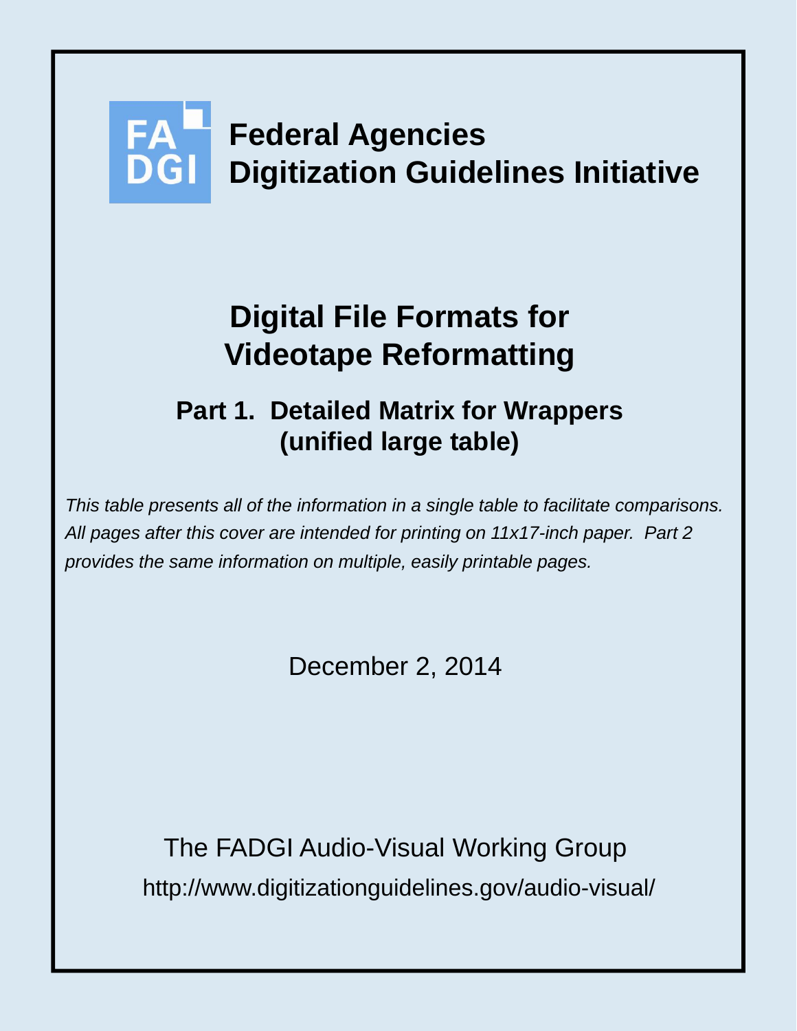# Federal Agencies Digitization Guidelines Initiative

# Digital File Formats for Videotape Reformatting

## Part 1. Detailed Matrix for Wrappers (unified large table)

*This table presents all of the information in a single table to facilitate comparisons. All pages after this cover are intended for printing on 11x17-inch paper. Part 2 provides the same information on multiple, easily printable pages.*

December 2, 2014

The FADGI Audio-Visual Working Group

http://www.digitizationguidelines.gov/audio-visual/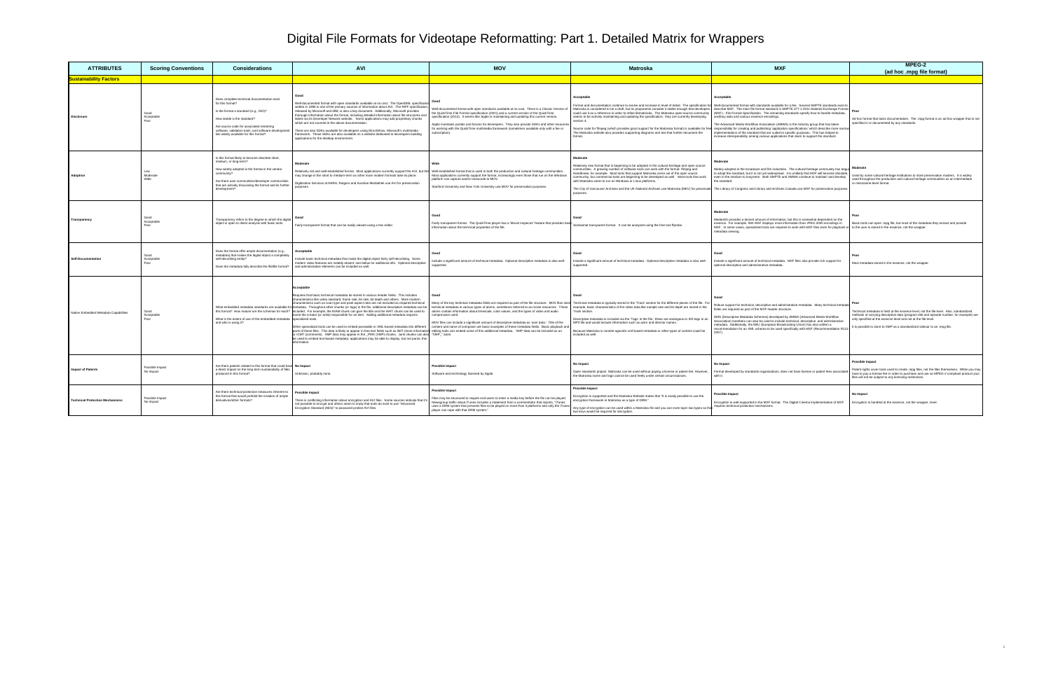# Digital File Formats for Videotape Reformatting: Part 1. Detailed Matrix for Wrappers

| ATTRIBUTES | Scoring Conventions | Considerations | AVI | MOV | Matroska | MXF | MPEG-2 (ad hoc .mpg file format) |
|---|---|---|---|---|---|---|---|
| **Sustainability Factors** | | | | | | | |
| **Disclosure** | Good<br>Acceptable<br>Poor | Does complete technical documentation exist for this format?<br><br>Is the format a standard (e.g., ISO)?<br><br>How stable is the standard?<br><br>Are source code for associated rendering software, validation tools, and software development kits widely available for this format? | **Good**<br><br>Well-documented format with open standards available at no cost. The OpenDML specification, written in 1996 is one of the primary sources of information about AVI. The RIFF specification, released by Microsoft and IBM, is also a key document. Additionally, Microsoft provides thorough information about the format, including detailed information about file structures and labels via its Developer Network website. Some applications may add proprietary chunks which are not covered in the above documentation.<br><br>There are also SDKs available for developers using DirectShow, Microsoft's multimedia framework. Those SDKs are also available on a website dedicated to developers building applications for the desktop environment. | **Good**<br><br>Well-documented format with open standards available at no cost. There is a Classic Version of the QuickTime File Format specification (2001) and a current version of the QuickTime specification (2012). It seems like Apple is maintaining and updating this current version.<br><br>Apple maintains portals and forums for developers. They also provide SDKs and other resources for working with the QuickTime multimedia framework (sometimes available only with a fee or subscription). | **Acceptable**<br><br>Format and documentation continue to evolve and increase in level of detail. The specification for Matroska is considered to be a draft, but its proponents consider it stable enough that developers could use it as a reference in order to write Matroska files. The Matroska open-source community seems to be actively maintaining and updating the specification; they are currently developing version 4.<br><br>Source code for ffmpeg (which provides good support for the Matroska format) is available for free. The Matroska website also provides supporting diagrams and text that further document the format. | **Acceptable**<br><br>Well-documented format with standards available for a fee. Several SMPTE standards exist to describe MXF. The main file format standard is SMPTE 377-1-2011 Material Exchange Format (MXF) - File Format Specification. The remaining standards specify how to handle metadata, auxiliary data and various essence encodings.<br><br>The Advanced Media Workflow Association (AMWA) is the industry group that has taken responsibility for creating and publishing 'application specifications' which describe more narrow implementations of the standard that are suited to specific purposes. This has helped to increase interoperability among various applications that claim to support the standard. | **Poor**<br><br>Ad hoc format that lacks documentation. The .mpg format is an ad hoc wrapper that is not specified in or documented by any standards. |
| **Adoption** | Low<br>Moderate<br>Wide | Is this format likely to become obsolete short, medium, or long-term?<br><br>How widely adopted is the format in the vendor community?<br><br>Are there user communities/developer communities that are actively discussing the format and its further development? | **Moderate**<br><br>Relatively old and well-established format. Most applications currently support the AVI, but this may change in the short to medium-term as other more modern formats take its place.<br><br>Digitization Services at NARA, Rutgers and Austrian Mediathek use AVI for preservation purposes. | **Wide**<br><br>Well-established format that is used in both the production and cultural heritage communities. Most applications currently support the format, increasingly even those that run on the Windows platform can capture and/or transcode to MOV.<br><br>Stanford University and New York University use MOV for preservation purposes. | **Moderate**<br><br>Relatively new format that is beginning to be adopted in the cultural heritage and open source communities. A growing number of software tools can work with the format- ffmpeg and Handbrake, for example. Most tools that support Matroska come out of the open source community, but commercial tools are beginning to be developed as well. Most tools that work with Matroska seem to run on Windows or Linux platforms.<br><br>The City of Vancouver Archives and the UK National Archives use Matroska (MKV) for preservation purposes. | **Moderate**<br><br>Widely adopted in the broadcast and film industries. The cultural heritage community has begun to adopt the standard, but it is not yet widespread. It is unlikely that MXF will become obsolete even in the medium to long-term. Both SMPTE and AMWA continue to maintain and develop the standard.<br><br>The Library of Congress and Library and Archives Canada use MXF for preservation purposes. | **Moderate**<br><br>Used by some cultural heritage institutions to store preservation masters. It is widely used throughout the production and cultural heritage communities as an intermediate or mezzanine-level format. |
| **Transparency** | Good<br>Acceptable<br>Poor | Transparency refers to the degree to which the digital object is open to direct analysis with basic tools. | **Good**<br><br>Fairly transparent format that can be easily viewed using a hex editor. | **Good**<br><br>Fairly transparent format. The QuickTime player has a 'Movie Inspector' feature that provides basic information about the technical properties of the file. | **Good**<br><br>Somewhat transparent format. It can be analyzed using the free tool ffprobe. | **Moderate**<br><br>MediaInfo provides a decent amount of information, but this is somewhat dependent on the essence. For example, MediaInfo displays more information than JPEG 2000 encodings in MXF. In some cases, specialized tools are required to work with MXF files even for playback or metadata viewing. | **Poor**<br><br>Basic tools can open .mpg file, but most of the metadata they extract and provide to the user is stored in the essence, not the wrapper. |
| **Self-Documentation** | Good<br>Acceptable<br>Poor | Does the format offer ample documentation (e.g., metadata) that makes the digital object a completely self-describing entity?<br><br>Does the metadata fully describe the file/file format? | **Acceptable**<br><br>Include basic technical metadata that make the digital object fairly self-describing. Some modern video features are notably absent; see below for additional info. Optional descriptive and administrative elements can be included as well. | **Good**<br><br>Include a significant amount of technical metadata. Optional descriptive metadata is also well-supported. | **Good**<br><br>Include a significant amount of technical metadata. Optional descriptive metadata is also well-supported. | **Good**<br><br>Include a significant amount of technical metadata. MXF files also provide rich support for optional descriptive and administrative metadata. | **Poor**<br><br>Most metadata stored in the essence, not the wrapper. |
| **Native Embedded Metadata Capabilities** | Good<br>Acceptable<br>Poor | What embedded metadata standards are available for this format? How mature are the schemas for each?<br><br>What is the extent of use of the embedded metadata and who is using it? | **Acceptable**<br><br>Requires that basic technical metadata be stored in various header fields. This includes characteristics like video standard, frame rate, bit rate, bit depth and others. More modern characteristics such as scan type and pixel aspect ratio are not included as required technical metadata. Throughout other chunks (or tags) in the file, additional descriptive metadata can be included. For example, the INAM chunk can give the title and the IART chunk can be used to name the creator (or artist) responsible for an item. Adding additional metadata requires specialized tools.<br><br>Other specialized tools can be used to embed (accessible or XML-based metadata into different parts of these files. This data is likely to appear in free-text fields such as IMIT (more information) or ICMT (comments). XMP data may appear in the _PMX (XMP) chunks. Junk chunks can also be used to embed text-based metadata; applications may be able to display, but not parse, this information. | **Good**<br><br>Many of the key technical metadata fields are required as part of the file structure. MOV files store technical metadata in various types of atoms, sometimes referred to as movie resources. These atoms contain information about timecode, color values, and the types of video and audio compression used.<br><br>MOV files can include a significant amount of descriptive metadata as 'user data.' Title of the content and name of composer are basic examples of these metadata fields. Basic playback and editing tools can embed some of this additional metadata. XMP data can be included as an "XMP_" atom. | **Good**<br><br>Technical metadata is typically stored in the 'Track' section for the different pieces of the file. For example, basic characteristics of the video data like sample rate and bit depth are stored in the Track section.<br><br>Descriptive metadata is included via the 'Tags' in the file; these are analogous to ID3 tags in an MP3 file and would include information such as actor and director names.<br><br>Because Matroska is content agnostic xml-based metadata or other types of content could be included as well. | **Good**<br><br>Robust support for technical, descriptive and administrative metadata. Many technical metadata fields are required as part of the MXF header structure.<br><br>DMS (Descriptive Metadata Schemes) developed by AMWA (Advanced Media Workflow Association) members can also be used to include technical, descriptive and administrative metadata. Additionally, the EBU (European Broadcasting Union) has also written a recommendation for an XML schema to be used specifically with MXF (Recommendation R121 2007). | **Poor**<br><br>Technical metadata is held at the essence level, not the file wrapper level. Also, standardized methods of carrying descriptive data (program title and episode number, for example) are only specified at the essence level and not at the file level.<br><br>It is possible to store to XMP as a standardized sidecar to an .mpg file. |
| **Impact of Patents** | Possible Impact<br>No Impact | Are there patents related to this format that could have a direct impact on the long-term sustainability of files produced in this format? | **No Impact**<br><br>Unknown, probably none. | **Possible Impact**<br><br>Software and technology licensed by Apple. | **No Impact**<br><br>Open standards project. Matroska can be used without paying a license or patent fee. However, the Matroska name and logo cannot be used freely under certain circumstances. | **No Impact**<br><br>Format developed by standards organizations, does not have license or patent fees associated with it. | **Possible Impact**<br><br>Patent rights cover tools used to create .mpg files, not the files themselves. While you may have to pay a license fee in order to purchase and use an MPEG-2 compliant product your files will not be subject to any licensing restrictions. |
| **Technical Protection Mechanisms** | Possible Impact<br>No Impact | Are there technical protection measures inherent to this format that would prohibit the creation of ample derivatives/other formats? | **Possible Impact**<br><br>There is conflicting information about encryption and AVI files. Some sources indicate that it's not possible to encrypt and others seem to imply that tools do exist to use "Advanced Encryption Standard (AES)" to password protect AVI files. | **Possible Impact**<br><br>Files may be structured to require end-users to enter a media key before the file can be played. Newsgroup traffic about iTunes includes a statement from a commentator that reports, "iTunes uses a DRM system that prevents files to be played on more than 3 platforms and only the iTunes player can cope with that DRM system." | **Possible Impact**<br><br>Encryption is supported and the Matroska Website states that "It is easily possible to use the encryption framework in Matroska as a type of DRM."<br><br>Any type of encryption can be used within a Matroska file and you can even layer two types so that two keys would be required for decryption. | **Possible Impact**<br><br>Encryption is well-supported in the MXF format. The Digital Cinema implementation of MXF requires technical protection mechanisms. | **No Impact**<br><br>Encryption is handled at the essence, not the wrapper, level. |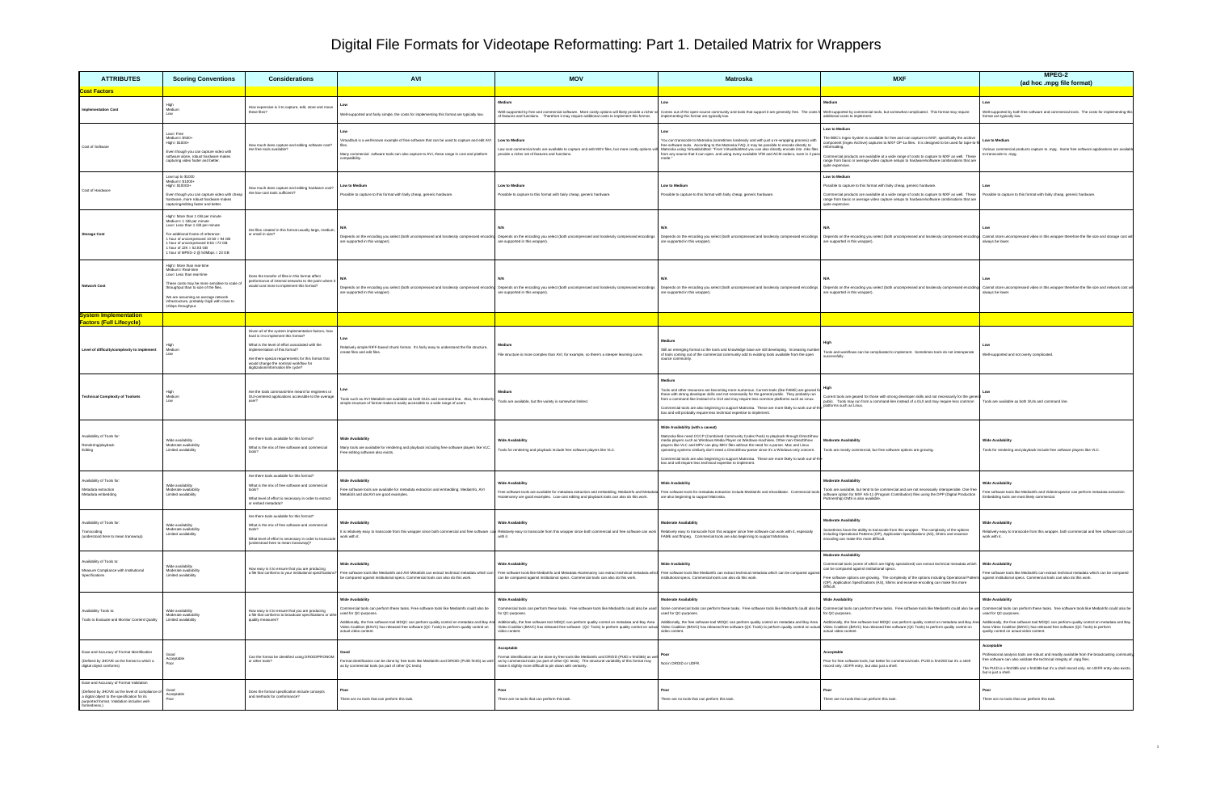# Digital File Formats for Videotape Reformatting: Part 1. Detailed Matrix for Wrappers

| ATTRIBUTES | Scoring Conventions | Considerations | AVI | MOV | Matroska | MXF | MPEG-2 (ad hoc .mpg file format) |
|---|---|---|---|---|---|---|---|
| **Cost Factors** | | | | | | | |
| **Implementation Cost** | High<br>Medium<br>Low | How expensive is it to capture, edit, store and move these files? | **Low**<br>Well-supported and fairly simple, the costs for implementing this format are typically low. | **Medium**<br>Well-supported by free and commercial software. More costly options will likely provide a richer set of features and functions. Therefore it may require additional costs to implement this format. | **Low**<br>Comes out of the open-source community and tools that support it are generally free. The costs for implementing this format are typically low. | **Medium**<br>Well-supported by commercial tools, but somewhat complicated. This format may require additional costs to implement. | **Low**<br>Well-supported by both free software and commercial tools. The costs for implementing this format are typically low. |
| Cost of Software | Low= Free<br>Medium= $500+<br>High= $1000+<br>Even though you can capture video with software alone, robust hardware makes capturing video faster and better. | How much does capture and editing software cost? Are free tools available? | **Low**<br>VirtualDub is a well-known example of free software that can be used to capture and edit AVI files.<br>Many commercial software tools can also capture to AVI; these range in cost and platform compatibility. | **Low to Medium**<br>Low cost commercial tools are available to capture and edit MOV files, but more costly options will provide a richer set of features and functions. | **Low**<br>You can transcode to Matroska (sometimes losslessly and with just a re-wrapping process) with free software tools. According to the Matroska FAQ, it may be possible to encode directly to Matroska using VirtualDubMod: "From VirtualDubMod you can also directly encode into .mkv files from any source that it can open, and using every available VfW and ACM codecs, even in 2 pass mode." | **Low to Medium**<br>The BBC's Ingex System is available for free and can capture to MXF, specifically the archive component (Ingex Archive) captures to MXF OP-1a files. It is designed to be used for tape-to-file reformatting.<br>Commercial products are available at a wide range of costs to capture to MXF as well. These range from basic or average video capture setups to faster/better/software combinations that are quite expensive. | **Low to Medium**<br>Various commercial products capture to .mpg. Some free software applications are available to transcode to .mpg. |
| Cost of Hardware | Low=up to $1000<br>Medium= $1000+<br>High= $10000+<br>Even though you can capture video with cheap hardware, more robust hardware makes capturing/editing faster and better. | How much does capture and editing hardware cost? Are low-cost tools sufficient? | **Low to Medium**<br>Possible to capture to this format with fairly cheap, generic hardware. | **Low to Medium**<br>Possible to capture to this format with fairly cheap, generic hardware. | **Low to Medium**<br>Possible to capture to this format with fairly cheap, generic hardware. | **Low to Medium**<br>Possible to capture to this format with fairly cheap, generic hardware.<br>Commercial products are available at a wide range of costs to capture to MXF as well. These range from basic or average video capture setups to faster/better/software combinations that are quite expensive. | **Low**<br>Possible to capture to this format with fairly cheap, generic hardware. |
| **Storage Cost** | High= More than 1 GB per minute<br>Medium= 1 GB per minute<br>Low= Less than 1 GB per minute<br>For additional frame of reference:<br>1 hour of uncompressed 10-bit = 94 GB<br>1 hour of uncompressed 8-bit = 72 GB<br>1 hour of JPEG 2000 = 53 GB<br>1 hour of MPEG-2 @ 50Mbps = 23 GB | Are files created in this format usually large, medium, or small in size? | **N/A**<br>Depends on the encoding you select (both uncompressed and losslessly compressed encodings are supported in this wrapper). | **N/A**<br>Depends on the encoding you select (both uncompressed and losslessly compressed encodings are supported in this wrapper). | **N/A**<br>Depends on the encoding you select (both uncompressed and losslessly compressed encodings are supported in this wrapper). | **N/A**<br>Depends on the encoding you select (both uncompressed and losslessly compressed encodings are supported in this wrapper). | **Low**<br>Cannot store uncompressed video in this wrapper therefore the file size and storage cost will always be lower. |
| **Network Cost** | High= More than real-time<br>Medium= Real-time<br>Low= Less than real-time<br>These costs may be more sensitive to scale of throughput than to size of the files.<br>We are assuming an average network infrastructure, probably Gigb with close to 1Gbps throughput. | Does the transfer of files in this format affect performance of internal networks to the point where it would cost more to implement this format? | **N/A**<br>Depends on the encoding you select (both uncompressed and losslessly compressed encodings are supported in this wrapper). | **N/A**<br>Depends on the encoding you select (both uncompressed and losslessly compressed encodings are supported in this wrapper). | **N/A**<br>Depends on the encoding you select (both uncompressed and losslessly compressed encodings are supported in this wrapper). | **N/A**<br>Depends on the encoding you select (both uncompressed and losslessly compressed encodings are supported in this wrapper). | **Low**<br>Cannot store uncompressed video in this wrapper therefore the file size and network cost will always be lower. |
| **System Implementation Factors (Full Lifecycle)** | | | | | | | |
| **Level of difficulty/complexity to implement** | High<br>Medium<br>Low | Given all of the system implementation factors, how hard is it to implement this format?<br>What is the level of effort associated with the implementation of this format?<br>Are there special requirements for this format that would change the normal workflow for digitization/information life cycle? | **Low**<br>Relatively simple RIFF-based chunk format. It's fairly easy to understand the file structure, create files and edit files. | **Medium**<br>File structure is more complex than AVI, for example, so there's a steeper learning curve. | **Medium**<br>Still an emerging format so the tools and knowledge base are still developing. Increasing number of tools coming out of the commercial community add to existing tools available from the open source community. | **High**<br>Tools and workflows can be complicated to implement. Sometimes tools do not interoperate successfully. | **Low**<br>Well-supported and not overly complicated. |
| **Technical Complexity of Toolsets** | High<br>Medium<br>Low | Are the tools command-line meant for engineers or GUI-centered applications accessible to the average user? | **Low**<br>Tools such as AVI MetaEdit are available as both GUIs and command line. Also, the relatively simple structure of format makes it easily accessible to a wide range of users. | **Medium**<br>Tools are available, but the variety is somewhat limited. | **Medium**<br>Tools and other resources are becoming more numerous. Current tools (like FFMBI) are geared to those with strong developer skills and not necessarily for the general public. They probably run from a command-line instead of a GUI and may require less common platforms such as Linux.<br>Commercial tools are also beginning to support Matroska. These are more likely to work out-of-the-box and will probably require less technical expertise to implement. | **High**<br>Current tools are geared for those with strong developer skills and not necessarily for the general public. Tools may run from a command-line instead of a GUI and may require less common platforms such as Linux. | **Low**<br>Tools are available as both GUIs and command line. |
| Availability of Tools for:<br>Rendering/playback<br>Editing | Wide availability<br>Moderate availability<br>Limited availability | Are there tools available for this format?<br>What is the mix of free software and commercial tools? | **Wide Availability**<br>Many tools are available for rendering and playback including free software players like VLC. Free editing software also exists. | **Wide Availability**<br>Tools for rendering and playback include free software players like VLC. | **Wide Availability (with a caveat)**<br>Matroska files need CCCP (Combined Community Codec Pack) to playback through DirectShow media players such as Windows Media Player on Windows machines. Other non-DirectShow players like VLC and MPV can play MKV files without the need for a parser. Mac and Linux operating systems similarly don't need a DirectShow parser since it's a Windows-only concern.<br>Commercial tools are also beginning to support Matroska. These are more likely to work out-of-the-box and will require less technical expertise to implement. | **Moderate Availability**<br>Tools are mostly commercial, but free software options are growing. | **Wide Availability**<br>Tools for rendering and playback include free software players like VLC. |
| Availability of Tools for:<br>Metadata extraction<br>Metadata embedding | Wide availability<br>Moderate availability<br>Limited availability | Are there tools available for this format?<br>What is the mix of free software and commercial tools?<br>What level of effort is necessary in order to extract or embed metadata? | **Wide Availability**<br>Free software tools are available for metadata extraction and embedding. MediaInfo, AVI MetaEdit and ExifTool are good examples. | **Wide Availability**<br>Free software tools are available for metadata extraction and embedding. MediaInfo and Metadata Hootenanny are good examples. Low-cost editing and playback tools can also do this work. | **Wide Availability**<br>Free software tools for metadata extraction include MediaInfo and mkvalidator. Commercial tools are also beginning to support Matroska. | **Moderate Availability**<br>Tools are available, but tend to be commercial and are not necessarily interoperable. One free software option for MXF AS-11 (Program Contribution) files using the DPP (Digital Production Partnership) DMS is also available. | **Wide Availability**<br>Free software tools like MediaInfo and VideoInspector can perform metadata extraction. Embedding tools are most likely commercial. |
| Availability of Tools for:<br>Transcoding<br>(understood here to mean transwrap) | Wide availability<br>Moderate availability<br>Limited availability | Are there tools available for this format?<br>What is the mix of free software and commercial tools?<br>What level of effort is necessary in order to transcode (understood here to mean transwrap)? | **Wide Availability**<br>It is relatively easy to transcode from this wrapper since both commercial and free software can work with it. | **Wide Availability**<br>Relatively easy to transcode from this wrapper since both commercial and free software can work with it. | **Moderate Availability**<br>Relatively easy to transcode from this wrapper since free software can work with it, especially FFMB and ffmpeg. Commercial tools are also beginning to support Matroska. | **Moderate Availability**<br>Sometimes have the ability to transcode from this wrapper. The complexity of the options including Operational Patterns (OP), Application Specifications (AS), Shims and essence encoding can make this more difficult. | **Wide Availability**<br>Relatively easy to transcode from this wrapper, both commercial and free software tools can work with it. |
| Availability of Tools to:<br>Measure Compliance with Institutional Specifications | Wide availability<br>Moderate availability<br>Limited availability | How easy is it to ensure that you are producing a file that conforms to your institutional specifications? | **Wide Availability**<br>Free software tools like MediaInfo and AVI MetaEdit can extract technical metadata which can be compared against institutional specs. Commercial tools can also do this work. | **Wide Availability**<br>Free software tools like MediaInfo and Metadata Hootenanny can extract technical metadata which can be compared against institutional specs. Commercial tools can also do this work. | **Wide Availability**<br>Free software tools like MediaInfo can extract technical metadata which can be compared against institutional specs. Commercial tools can also do this work. | **Moderate Availability**<br>Commercial tools (some of which are highly specialized) can extract technical metadata which can be compared against institutional specs.<br>Free software options are growing. The complexity of the options including Operational Patterns (OP), Application Specifications (AS), Shims and essence encoding can make this more difficult. | **Wide Availability**<br>Free software tools like MediaInfo can extract technical metadata which can be compared against institutional specs. Commercial tools can also do this work. |
| Availability Tools to:<br>Tools to Evaluate and Monitor Content Quality | Wide availability<br>Moderate availability<br>Limited availability | How easy is it to ensure that you are producing a file that conforms to broadcast specifications or other quality measures? | **Wide Availability**<br>Commercial tools can perform these tasks. Free software tools like MediaInfo could also be used for QC-purposes.<br>Additionally, the free software tool MDQC can perform quality control on metadata and Bay Area Video Coalition (BAVC) has released free software (QC Tools) to perform quality control on actual video content. | **Wide Availability**<br>Commercial tools can perform these tasks. Free software tools like MediaInfo could also be used for QC-purposes.<br>Additionally, the free software tool MDQC can perform quality control on metadata and Bay Area Video Coalition (BAVC) has released free software (QC Tools) to perform quality control on actual video content. | **Wide Availability**<br>Some commercial tools can perform these tasks. Free software tools like MediaInfo could also be used for QC-purposes.<br>Additionally, the free software tool MDQC can perform quality control on metadata and Bay Area Video Coalition (BAVC) has released free software (QC Tools) to perform quality control on actual video content. | **Wide Availability**<br>Commercial tools can perform these tasks. Free software tools like MediaInfo could also be used for QC-purposes.<br>Additionally, the free software tool MDQC can perform quality control on metadata and Bay Area Video Coalition (BAVC) has released free software (QC Tools) to perform quality control on actual video content. | **Wide Availability**<br>Commercial tools can perform these tasks. Free software tools like MediaInfo could also be used for QC-purposes.<br>Additionally, the free software tool MDQC can perform quality control on metadata and Bay Area Video Coalition (BAVC) has released free software (QC Tools) to perform quality control on actual video content. |
| Ease and Accuracy of Format Identification<br>(Defined by JHOVE as the format to which a digital object conforms) | Good<br>Acceptable<br>Poor | Can the format be identified using DROID/PRONOM or other tools? | **Good**<br>Format identification can be done by free tools like MediaInfo and DROID (PUID fmt/5) as well as by commercial tools (as part of other QC tests). | **Acceptable**<br>Format identification can be done by free tools like MediaInfo and DROID (PUID x-fmt/384) as well as by commercial tools (as part of other QC tests). The structural variability of this format may make it slightly more difficult to pin down with certainty. | **Poor**<br>Not in DROID or UDFR. | **Acceptable**<br>Poor for free software tools, but better for commercial tools. PUID is fmt/200 but it's a shell record only. UDFR entry, but also just a shell. | **Acceptable**<br>Professional analysis tools are robust and readily available from the broadcasting community, free software can also validate the technical integrity of .mpg files.<br>The PUID is x-fmt/385 and x-fmt/386 but it's a shell record only. An UDFR entry also exists, but is just a shell. |
| Ease and Accuracy of Format Validation<br>(Defined by JHOVE as the level of compliance of a digital object to the specification for its purported format. Validation includes well-formedness.) | Good<br>Acceptable<br>Poor | Does the format specification include concepts and methods for conformance? | **Poor**<br>There are no tools that can perform this task. | **Poor**<br>There are no tools that can perform this task. | **Poor**<br>There are no tools that can perform this task. | **Poor**<br>There are no tools that can perform this task. | **Poor**<br>There are no tools that can perform this task. |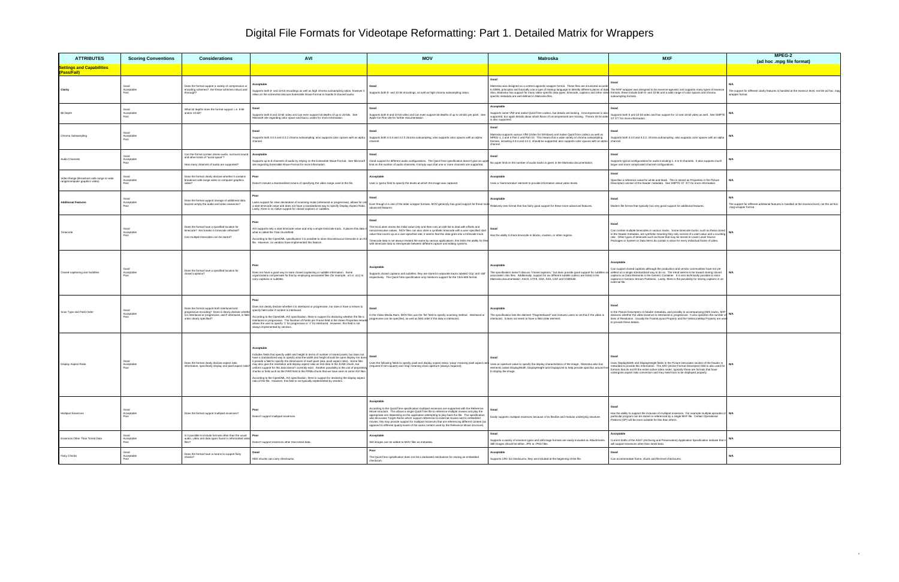# Digital File Formats for Videotape Reformatting: Part 1. Detailed Matrix for Wrappers

| ATTRIBUTES | Scoring Conventions | Considerations | AVI | MOV | Matroska | MXF | MPEG-2 (ad hoc .mpg file format) |
|---|---|---|---|---|---|---|---|
| **Settings and Capabilities (Pass/Fail)** | | | | | | | |
| **Clarity** | Good Acceptable Poor | Does the format support a variety of compression or encoding schemes? Are these schemes robust and thorough? | **Acceptable** Supports both 8- and 10-bit encodings as well as high chroma subsampling ratios; however it relies on the somewhat obscure Extensible Wave-Format to handle 8-channel audio. | **Good** Supports both 8- and 10-bit encodings, as well as high chroma subsampling ratios. | **Good** Matroska was designed as a content agnostic wrapper format. These files are structured according to EBML principles and basically use a type of markup language to identify different pieces of data. Also, Matroska has support for many video-specific data types; timecode, captions and other video-specific metadata are well-defined in Matroska files. | **Good** The MXF wrapper was designed to be essence-agnostic and supports many types of essence formats; these include both 8- and 10-bit and a wide range of color spaces and chroma subsampling formats. | **N/A** The support for different clarity features is handled at the essence level, not the ad hoc .mpg wrapper format. |
| Bit Depth | Good Acceptable Poor | What bit depths does the format support, i.e. 8-bit and/or 10-bit? | **Good** Supports both 8 and 10-bit video and can even support bit depths of up to 16-bits. See Microsoft site regarding color space and fourcc codes for more information. | **Good** Supports both 8 and 10-bit video and can even support bit depths of up to 16-bits per pixel. See Apple Ice Flow site for further documentation. | **Acceptable** Supports some VfW and native QuickTime codecs, but details are lacking. Uncompressed is also supported, but again details about which flavor of uncompressed are missing. There's 16-bit video is also supported. | **Good** Supports both 8 and 10-bit video and has support for 12 and 16-bit video as well. See SMPTE ST 377 for more information. | **N/A** |
| Chroma Subsampling | Good Acceptable Poor | | **Good** Supports both 4:4:4 and 4:2:2 chroma subsampling; also supports color spaces with an alpha channel. | **Good** Supports both 4:4:4 and 4:2:2 chroma subsampling; also supports color spaces with an alpha channel. | **Good** Matroska supports various VfW (Video for Windows) and native QuickTime codecs as well as MPEG-1, 2 and 4 Part 2 and Part 10. This means that a wide variety of chroma subsampling formats, including 4:4:4 and 4:2:2, should be supported; also supports color spaces with an alpha channel. | **Good** Supports both 4:4:4 and 4:2:2 chroma subsampling; also supports color spaces with an alpha channel. | **N/A** |
| Audio Channels | Good Acceptable Poor | Can the format contain stereo audio, surround sound and other kinds of "aural space"? How many channels of audio are supported? | **Acceptable** Supports up to 8 channels of audio by relying on the Extensible Wave-Format. See Microsoft site regarding Extensible Wave-Format for more information. | **Good** Good support for different audio configurations. The QuickTime specification doesn't give an upper limit on the number of audio channels; it simply says that one or more channels are supported. | **Good** No upper limit on the number of audio tracks is given in the Matroska documentation. | **Good** Supports typical configurations for audio including 2, 4 or 8-channels. It also supports much larger and more complicated channel configurations. | **N/A** |
| Video Range (Broadcast safe range or wide range/computer graphics video) | Good Acceptable Poor | Does the format clearly declare whether it contains broadcast safe range video or computer graphics video? | **Poor** Doesn't include a standardized means of specifying the video range used in the file. | **Acceptable** Uses a 'gama' field to specify the levels at which the image was captured. | **Acceptable** Uses a 'GammaValue' element to provide information about video levels. | **Good** Specifies a reference value for white and black. This is stored as Properties in the Picture Descriptors section of the header metadata. See SMPTE ST 377 for more information. | **N/A** |
| **Additional Features** | Good Acceptable Poor | Does the format support storage of additional data beyond simply the audio and video essences? | **Poor** Lacks support for clear declaration of scanning mode (interlaced or progressive), allows for only a start timecode value and does not have a standardized way to specify Display Aspect Ratio. Lastly, there is no native support for closed captions or subtitles. | **Good** Even though it is one of the older wrapper formats, MOV generally has good support for these more advanced features. | **Acceptable** Relatively new format that has fairly good support for these more advanced features. | **Good** Modern file format that typically has very good support for additional features. | **N/A** The support for different additional features is handled at the essence level, not the ad hoc .mpg wrapper format. |
| Timecode | Good Acceptable Poor | Does the format have a specified location for timecode? Are breaks in timecode reflected? Can multiple timecodes can be stored? | **Poor** AVI supports only a start timecode value and only a single timecode track. It places this data in what is called the 'Tdat' chunk/field. According to the OpenDML AVI specification it is possible to store discontinuous timecode in an AVI file. However, no vendors have implemented this feature. | **Good** The tmcd atom stores the initial value only and then runs an edit list to deal with offsets and non-consecutive values. MOV files can also store a synthetic timecode with a user-specified start value that counts up at a user-specified rate; it seems that this data goes into a timecode track. Timecode data is not always treated the same by various applications; this limits the ability for files with timecode data to interoperate between different capture and editing systems. | **Good** Has the ability to track timecode in blocks, clusters, or other regions. | **Good** Can contain multiple timecodes in various tracks. Some timecode tracks, such as those stored in the header metadata, are synthetic meaning they only consist of a start value and a counting rate. Other types of timecode such as those that may be stored at Lower Level Source Packages or System or Data Items do contain a value for every individual frame of video. | **N/A** |
| Closed captioning and Subtitles | Good Acceptable Poor | Does the format have a specified location for closed captions? | **Poor** Does not have a good way to store closed captioning or subtitle information. Some organizations compensate for this by employing associated files (for example .srt or .scc) to carry captions or subtitles. | **Acceptable** Supports closed captions and subtitles; they are stored in separate tracks labeled 'clcp' and 'sbtl' respectively. The QuickTime specification only mentions support for the CEA-608 format. | **Acceptable** The specification doesn't discuss "Closed captions," but does provide good support for subtitles or associated .mks files. Additionally, support for six different subtitle codecs are listed in the Matroska documentation: ASCII, UTF8, SSA, ASS, USF and VOBSUB. | **Acceptable** Can support closed captions although the production and vendor communities have not yet settled on a single standardized way to do so. The trend seems to be toward storing closed captions as Data Elements in the Generic Container. It is also technically possible to store captions in Generic Stream Partitions. Lastly, there is the possibility for storing captions in an external file. | **N/A** |
| Scan Type and Field Order | Good Acceptable Poor | Does the format support both interlaced and progressive encoding? Does it clearly declare whether it is interlaced or progressive, and if interlaced, is field order clearly specified? | **Poor** Does not clearly declare whether it is interlaced or progressive, nor does it have a means to specify field order if content is interlaced. According to the OpenDML AVI specification, there is support for declaring whether the file is interlaced or progressive. The Number of Fields per Frame field in the Video Properties Header allows the user to specify '1' for progressive or '2' for interlaced. However, this field is not always implemented by vendors. | **Good** In the Video Media Atom, MOV files use the 'fiel' field to specify scanning method. Interlaced or progressive can be specified, as well as field order if the data is interlaced. | **Acceptable** The specification lists the element "FlagInterlaced" and instructs users to set this if the video is interlaced. It does not seem to have a field order element. | **Good** In the Picture Descriptors in header metadata, and possibly in accompanying DMS tracks, MXF declares whether the video essence is interlaced or progressive. It also specifies the number of lines of Resolution. Usually the FrameLayout Property and the VideoLineMap Property are used to provide these details. | **N/A** |
| Display Aspect Ratio | Good Acceptable Poor | Does the format clearly declare aspect ratio information, specifically display and pixel aspect ratio? | **Acceptable** Includes fields that specify width and height in terms of number of stored pixels, but does not have a standardized way to specify what the width and height should be upon display nor does it provide a field to specify the dimensions of each pixel (aka: pixel aspect ratio). Some files may also give the resolution and display aspect ratio as text data in the JUNK chunk, but uniform support for this data doesn't currently exist. Another possibility is the use of proprietary chunks or field such as the PAR field in the PRMa chunk that we have seen in some AVI files. According to the OpenDML AVI specification, there is support for declaring the display aspect ratio of the file. However, this field is not typically implemented by vendors. | **Good** Uses the following fields to specify pixel and display aspect ration: 'pasp' meaning pixel aspect ratio (required if non-square) and 'clap' meaning clean aperture (always required). | **Good** Uses an aperture value to specify the display characteristics of the image. Matroska also has elements called DisplayWidth, DisplayHeight and DisplayUnit to help provide specifics around how to display the image. | **Good** Uses DisplayWidth and DisplayHeight fields in the Picture Descriptor section of the header metadata to provide this information. The AFD (Active Format Descriptor) field is also used for formats that do not fill the entire active video raster, typically these are formats that have undergone aspect ratio conversion and may need bars to be displayed properly. | **N/A** |
| Multipart Essences | Good Acceptable Poor | Does the format support multipart essences? | **Poor** Doesn't support multipart essences. | **Acceptable** According to the QuickTime specification multipart essences are supported with the Reference Movie structure. This allows a single QuickTime file to reference multiple movies and play the appropriate one depending on the application attempting to play back the file. The specification also discusses Target Atoms which support references to external movies and to embedded movies; this may provide support for multipart essences that are different content (as opposed to different quality levels of the same content used by the Reference Movie structure). | **Good** Easily supports multipart essences because of its flexible and modular underlying structure. | **Good** Has the ability to support the inclusion of multipart essences. For example multiple episodes of a particular program can be stored or referenced by a single MXF file. Certain Operational Patterns (OP) will be more suitable for this than others. | **N/A** |
| Essences Other Than Timed Data | Good Acceptable Poor | Is it possible to include formats other than the usual audio, video and data types found in reformatted video files? | **Poor** Doesn't support essences other than timed data. | **Acceptable** Still images can be added to MOV files as metadata. | **Good** Supports a variety of essence types and still image formats are easily included as Attachments. Still images should be either JPG or PNG files. | **Acceptable** Current drafts of the AS07 (Archiving and Preservation) Application Specification indicate that it will support essences other than timed data. | **N/A** |
| Fixity Checks | Good Acceptable Poor | Does the format have a means to support fixity checks? | **Good** MD5 chunks can carry checksums. | **Poor** The QuickTime specification does not list a dedicated mechanism for storing an embedded checksum. | **Acceptable** Supports CRC-32 checksums, they are included at the beginning of the file. | **Good** Can accommodate frame, chunk and file-level checksums. | **N/A** |